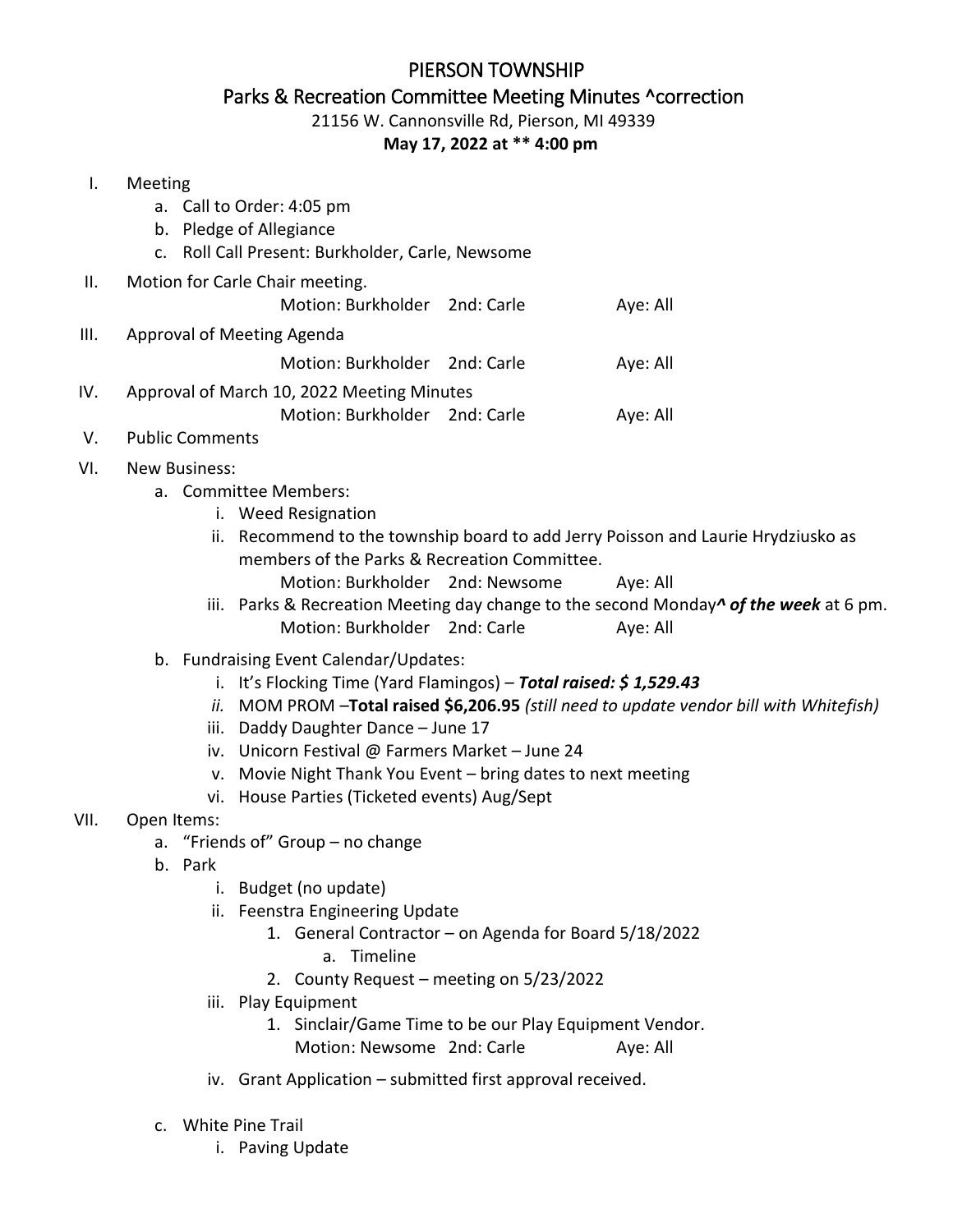# PIERSON TOWNSHIP

## Parks & Recreation Committee Meeting Minutes ^correction

21156 W. Cannonsville Rd, Pierson, MI 49339

**May 17, 2022 at ** 4:00 pm**

I. Meeting
   a. Call to Order: 4:05 pm
   b. Pledge of Allegiance
   c. Roll Call Present: Burkholder, Carle, Newsome

II. Motion for Carle Chair meeting.
   Motion: Burkholder 2nd: Carle Aye: All

III. Approval of Meeting Agenda
   Motion: Burkholder 2nd: Carle Aye: All

IV. Approval of March 10, 2022 Meeting Minutes
   Motion: Burkholder 2nd: Carle Aye: All

V. Public Comments

VI. New Business:
   a. Committee Members:
      i. Weed Resignation
      ii. Recommend to the township board to add Jerry Poisson and Laurie Hrydziusko as members of the Parks & Recreation Committee.
         Motion: Burkholder 2nd: Newsome Aye: All
      iii. Parks & Recreation Meeting day change to the second Monday***^ of the week*** at 6 pm.
         Motion: Burkholder 2nd: Carle Aye: All
   b. Fundraising Event Calendar/Updates:
      i. It's Flocking Time (Yard Flamingos) – ***Total raised: $ 1,529.43***
      *ii.* MOM PROM –**Total raised $6,206.95** *(still need to update vendor bill with Whitefish)*
      iii. Daddy Daughter Dance – June 17
      iv. Unicorn Festival @ Farmers Market – June 24
      v. Movie Night Thank You Event – bring dates to next meeting
      vi. House Parties (Ticketed events) Aug/Sept

VII. Open Items:
   a. "Friends of" Group – no change
   b. Park
      i. Budget (no update)
      ii. Feenstra Engineering Update
         1. General Contractor – on Agenda for Board 5/18/2022
            a. Timeline
         2. County Request – meeting on 5/23/2022
      iii. Play Equipment
         1. Sinclair/Game Time to be our Play Equipment Vendor.
            Motion: Newsome 2nd: Carle Aye: All
      iv. Grant Application – submitted first approval received.
   c. White Pine Trail
      i. Paving Update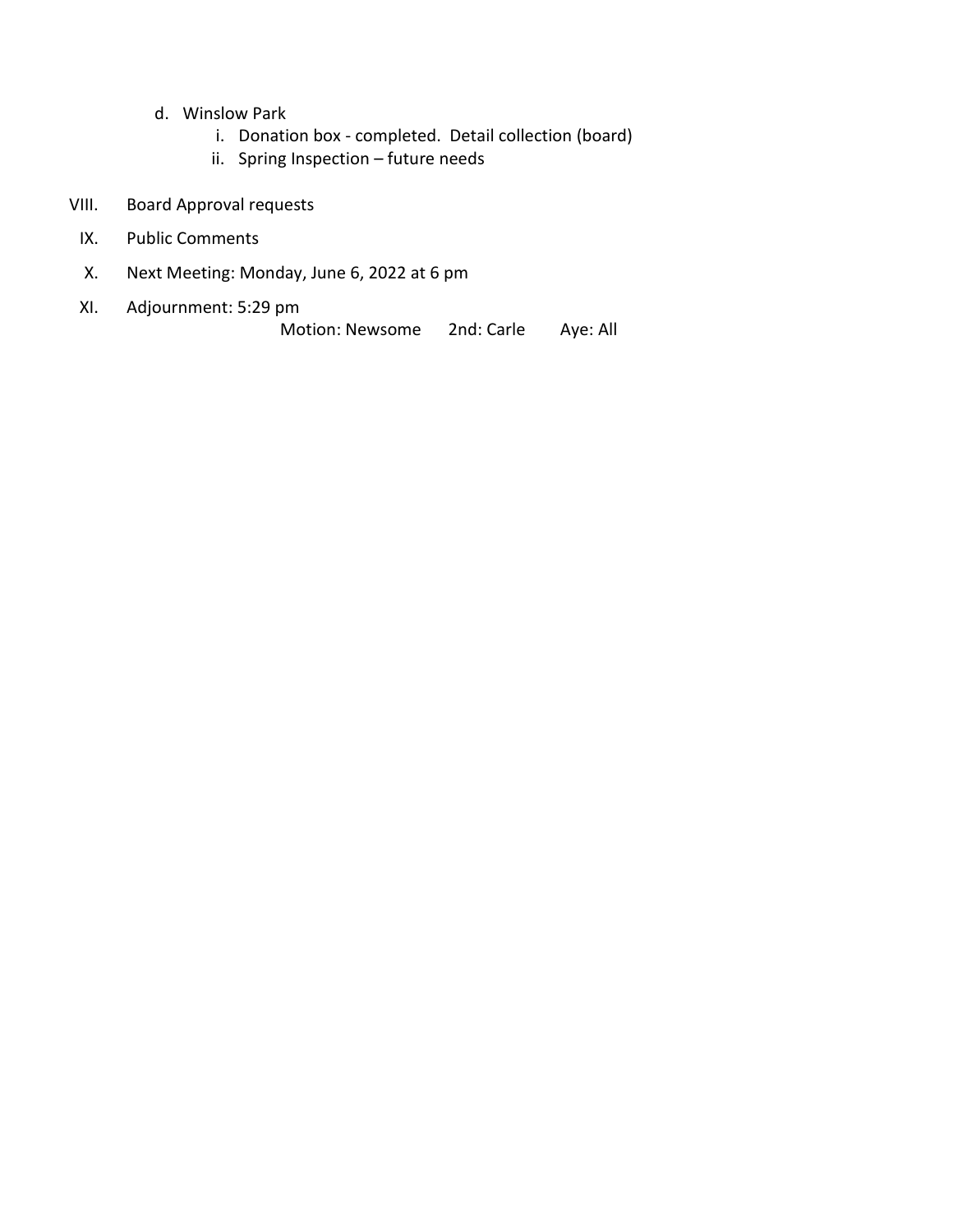d. Winslow Park
   i. Donation box - completed. Detail collection (board)
   ii. Spring Inspection – future needs

VIII. Board Approval requests

IX. Public Comments

X. Next Meeting: Monday, June 6, 2022 at 6 pm

XI. Adjournment: 5:29 pm

Motion: Newsome 2nd: Carle Aye: All